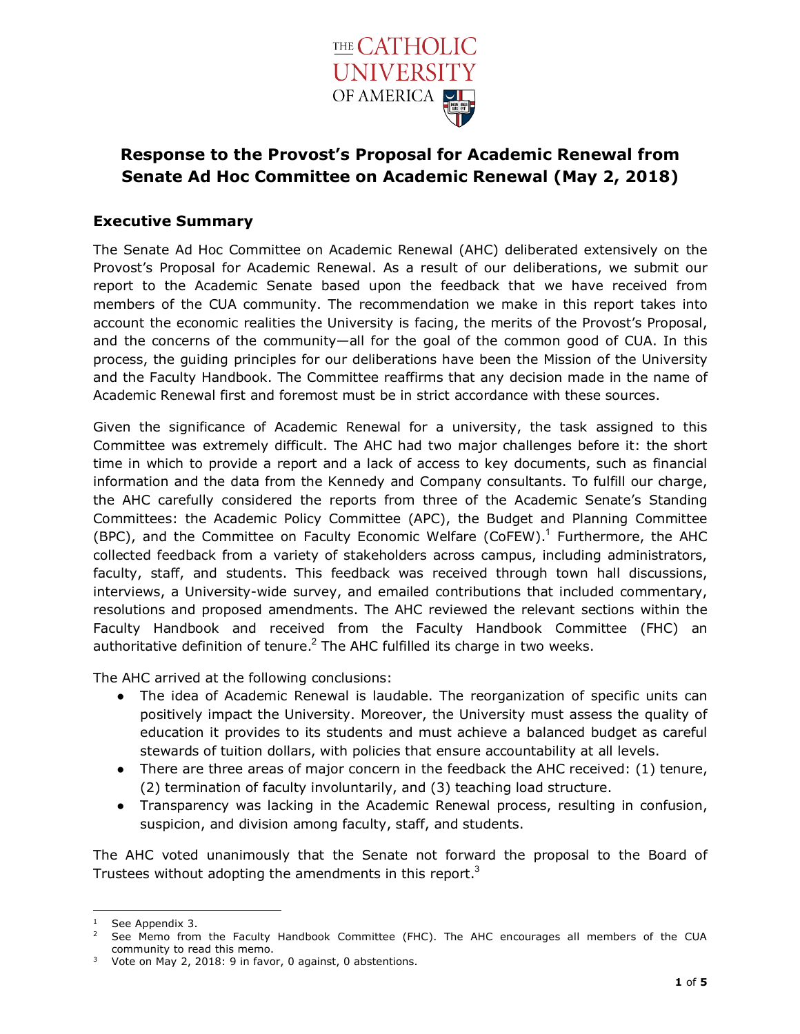THE CATHOLIC UNIVERSITY OF AMERICA

# Response to the Provost's Proposal for Academic Renewal from Senate Ad Hoc Committee on Academic Renewal (May 2, 2018)

## Executive Summary

The Senate Ad Hoc Committee on Academic Renewal (AHC) deliberated extensively on the Provost's Proposal for Academic Renewal. As a result of our deliberations, we submit our report to the Academic Senate based upon the feedback that we have received from members of the CUA community. The recommendation we make in this report takes into account the economic realities the University is facing, the merits of the Provost's Proposal, and the concerns of the community—all for the goal of the common good of CUA. In this process, the guiding principles for our deliberations have been the Mission of the University and the Faculty Handbook. The Committee reaffirms that any decision made in the name of Academic Renewal first and foremost must be in strict accordance with these sources.

Given the significance of Academic Renewal for a university, the task assigned to this Committee was extremely difficult. The AHC had two major challenges before it: the short time in which to provide a report and a lack of access to key documents, such as financial information and the data from the Kennedy and Company consultants. To fulfill our charge, the AHC carefully considered the reports from three of the Academic Senate's Standing Committees: the Academic Policy Committee (APC), the Budget and Planning Committee (BPC), and the Committee on Faculty Economic Welfare (CoFEW).[1] Furthermore, the AHC collected feedback from a variety of stakeholders across campus, including administrators, faculty, staff, and students. This feedback was received through town hall discussions, interviews, a University-wide survey, and emailed contributions that included commentary, resolutions and proposed amendments. The AHC reviewed the relevant sections within the Faculty Handbook and received from the Faculty Handbook Committee (FHC) an authoritative definition of tenure.[2] The AHC fulfilled its charge in two weeks.

The AHC arrived at the following conclusions:

- The idea of Academic Renewal is laudable. The reorganization of specific units can positively impact the University. Moreover, the University must assess the quality of education it provides to its students and must achieve a balanced budget as careful stewards of tuition dollars, with policies that ensure accountability at all levels.
- There are three areas of major concern in the feedback the AHC received: (1) tenure, (2) termination of faculty involuntarily, and (3) teaching load structure.
- Transparency was lacking in the Academic Renewal process, resulting in confusion, suspicion, and division among faculty, staff, and students.

The AHC voted unanimously that the Senate not forward the proposal to the Board of Trustees without adopting the amendments in this report.[3]

---

[1] See Appendix 3.

[2] See Memo from the Faculty Handbook Committee (FHC). The AHC encourages all members of the CUA community to read this memo.

[3] Vote on May 2, 2018: 9 in favor, 0 against, 0 abstentions.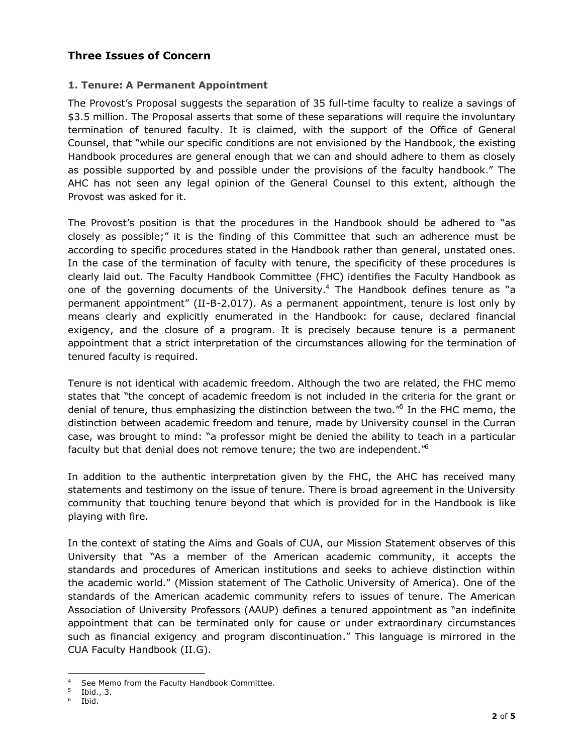## Three Issues of Concern

### 1. Tenure: A Permanent Appointment

The Provost's Proposal suggests the separation of 35 full-time faculty to realize a savings of $3.5 million. The Proposal asserts that some of these separations will require the involuntary termination of tenured faculty. It is claimed, with the support of the Office of General Counsel, that "while our specific conditions are not envisioned by the Handbook, the existing Handbook procedures are general enough that we can and should adhere to them as closely as possible supported by and possible under the provisions of the faculty handbook." The AHC has not seen any legal opinion of the General Counsel to this extent, although the Provost was asked for it.

The Provost's position is that the procedures in the Handbook should be adhered to "as closely as possible;" it is the finding of this Committee that such an adherence must be according to specific procedures stated in the Handbook rather than general, unstated ones. In the case of the termination of faculty with tenure, the specificity of these procedures is clearly laid out. The Faculty Handbook Committee (FHC) identifies the Faculty Handbook as one of the governing documents of the University.[4] The Handbook defines tenure as "a permanent appointment" (II-B-2.017). As a permanent appointment, tenure is lost only by means clearly and explicitly enumerated in the Handbook: for cause, declared financial exigency, and the closure of a program. It is precisely because tenure is a permanent appointment that a strict interpretation of the circumstances allowing for the termination of tenured faculty is required.

Tenure is not identical with academic freedom. Although the two are related, the FHC memo states that "the concept of academic freedom is not included in the criteria for the grant or denial of tenure, thus emphasizing the distinction between the two."[5] In the FHC memo, the distinction between academic freedom and tenure, made by University counsel in the Curran case, was brought to mind: "a professor might be denied the ability to teach in a particular faculty but that denial does not remove tenure; the two are independent."[6]

In addition to the authentic interpretation given by the FHC, the AHC has received many statements and testimony on the issue of tenure. There is broad agreement in the University community that touching tenure beyond that which is provided for in the Handbook is like playing with fire.

In the context of stating the Aims and Goals of CUA, our Mission Statement observes of this University that "As a member of the American academic community, it accepts the standards and procedures of American institutions and seeks to achieve distinction within the academic world." (Mission statement of The Catholic University of America). One of the standards of the American academic community refers to issues of tenure. The American Association of University Professors (AAUP) defines a tenured appointment as "an indefinite appointment that can be terminated only for cause or under extraordinary circumstances such as financial exigency and program discontinuation." This language is mirrored in the CUA Faculty Handbook (II.G).

---

[4] See Memo from the Faculty Handbook Committee.

[5] Ibid., 3.

[6] Ibid.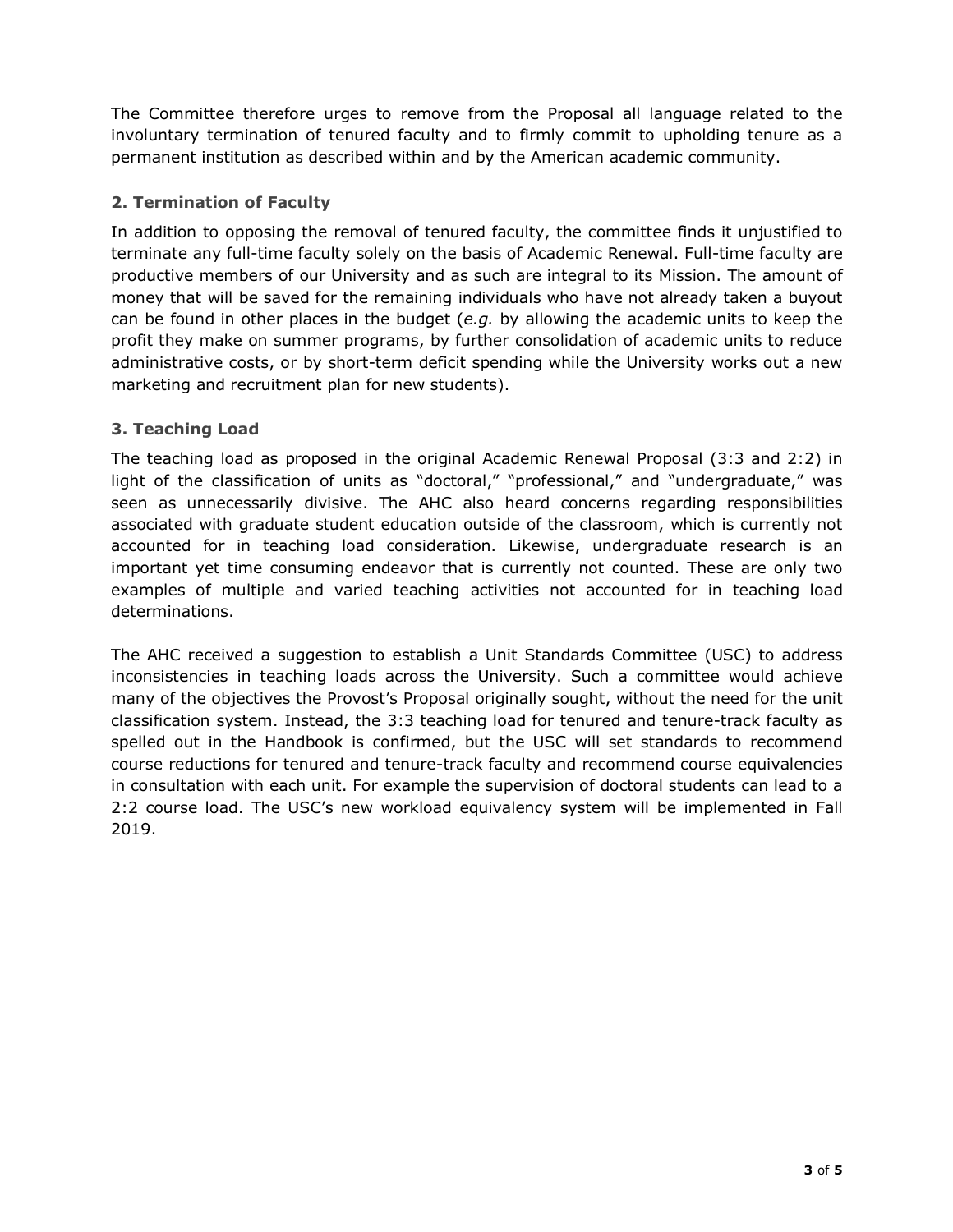The Committee therefore urges to remove from the Proposal all language related to the involuntary termination of tenured faculty and to firmly commit to upholding tenure as a permanent institution as described within and by the American academic community.

### 2. Termination of Faculty

In addition to opposing the removal of tenured faculty, the committee finds it unjustified to terminate any full-time faculty solely on the basis of Academic Renewal. Full-time faculty are productive members of our University and as such are integral to its Mission. The amount of money that will be saved for the remaining individuals who have not already taken a buyout can be found in other places in the budget (*e.g.* by allowing the academic units to keep the profit they make on summer programs, by further consolidation of academic units to reduce administrative costs, or by short-term deficit spending while the University works out a new marketing and recruitment plan for new students).

### 3. Teaching Load

The teaching load as proposed in the original Academic Renewal Proposal (3:3 and 2:2) in light of the classification of units as "doctoral," "professional," and "undergraduate," was seen as unnecessarily divisive. The AHC also heard concerns regarding responsibilities associated with graduate student education outside of the classroom, which is currently not accounted for in teaching load consideration. Likewise, undergraduate research is an important yet time consuming endeavor that is currently not counted. These are only two examples of multiple and varied teaching activities not accounted for in teaching load determinations.

The AHC received a suggestion to establish a Unit Standards Committee (USC) to address inconsistencies in teaching loads across the University. Such a committee would achieve many of the objectives the Provost's Proposal originally sought, without the need for the unit classification system. Instead, the 3:3 teaching load for tenured and tenure-track faculty as spelled out in the Handbook is confirmed, but the USC will set standards to recommend course reductions for tenured and tenure-track faculty and recommend course equivalencies in consultation with each unit. For example the supervision of doctoral students can lead to a 2:2 course load. The USC's new workload equivalency system will be implemented in Fall 2019.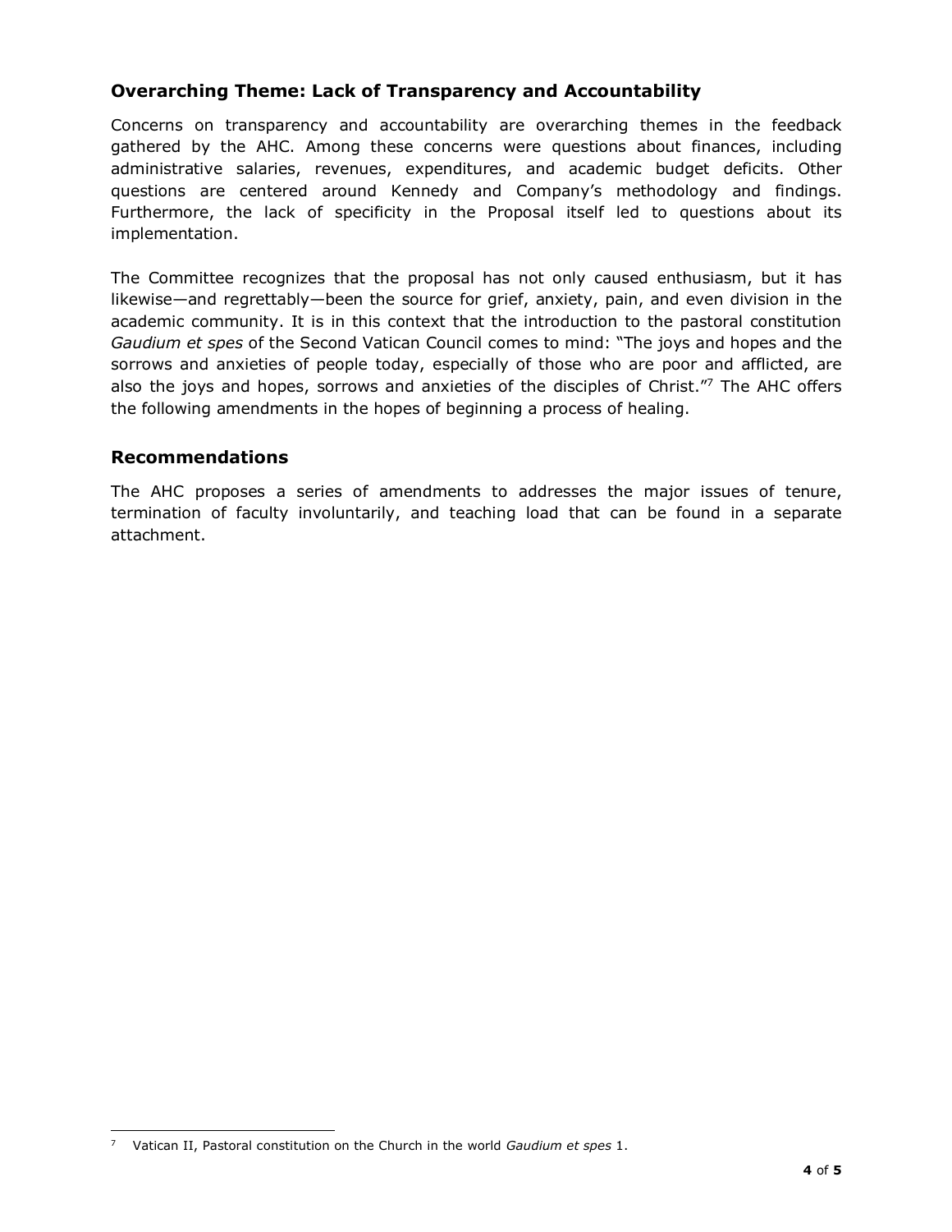## Overarching Theme: Lack of Transparency and Accountability

Concerns on transparency and accountability are overarching themes in the feedback gathered by the AHC. Among these concerns were questions about finances, including administrative salaries, revenues, expenditures, and academic budget deficits. Other questions are centered around Kennedy and Company's methodology and findings. Furthermore, the lack of specificity in the Proposal itself led to questions about its implementation.

The Committee recognizes that the proposal has not only caused enthusiasm, but it has likewise—and regrettably—been the source for grief, anxiety, pain, and even division in the academic community. It is in this context that the introduction to the pastoral constitution *Gaudium et spes* of the Second Vatican Council comes to mind: "The joys and hopes and the sorrows and anxieties of people today, especially of those who are poor and afflicted, are also the joys and hopes, sorrows and anxieties of the disciples of Christ."[7] The AHC offers the following amendments in the hopes of beginning a process of healing.

## Recommendations

The AHC proposes a series of amendments to addresses the major issues of tenure, termination of faculty involuntarily, and teaching load that can be found in a separate attachment.

---

[7] Vatican II, Pastoral constitution on the Church in the world *Gaudium et spes* 1.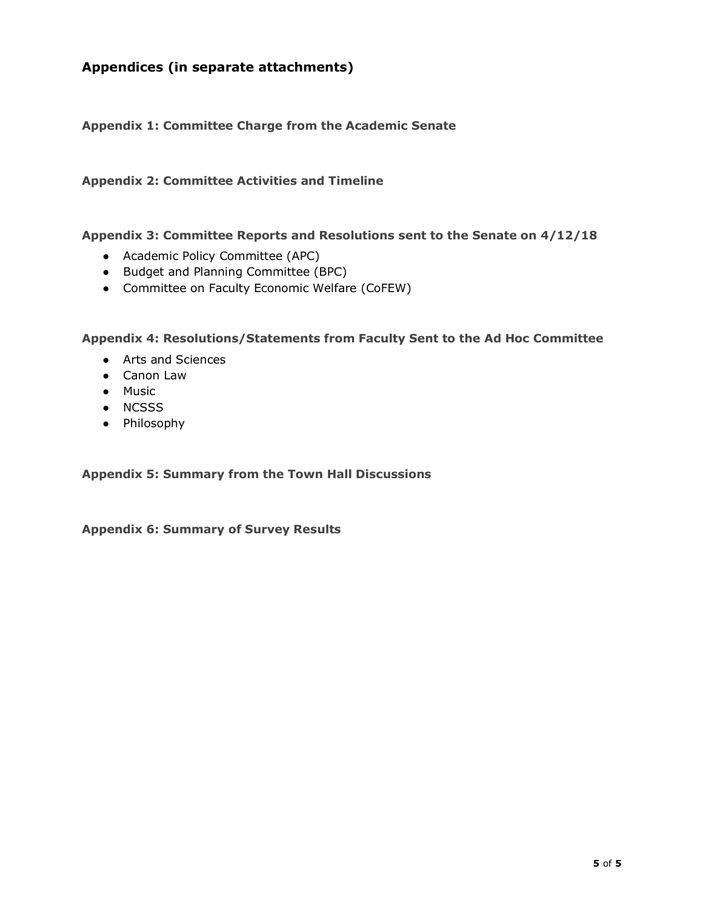## Appendices (in separate attachments)

### Appendix 1: Committee Charge from the Academic Senate

### Appendix 2: Committee Activities and Timeline

### Appendix 3: Committee Reports and Resolutions sent to the Senate on 4/12/18

- Academic Policy Committee (APC)
- Budget and Planning Committee (BPC)
- Committee on Faculty Economic Welfare (CoFEW)

### Appendix 4: Resolutions/Statements from Faculty Sent to the Ad Hoc Committee

- Arts and Sciences
- Canon Law
- Music
- NCSSS
- Philosophy

### Appendix 5: Summary from the Town Hall Discussions

### Appendix 6: Summary of Survey Results